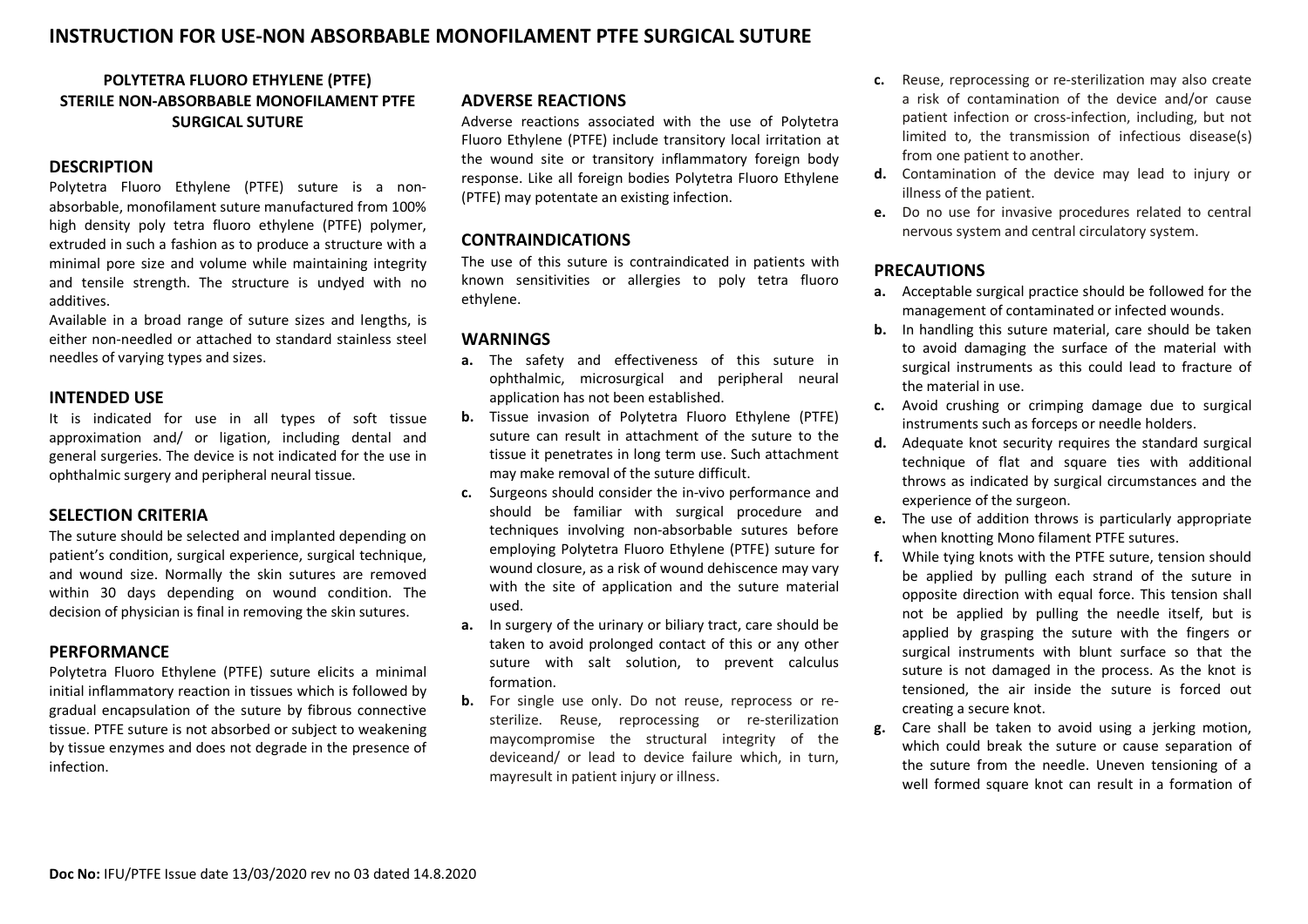# INSTRUCTION FOR USE-NON ABSORBABLE MONOFILAMENT PTFE SURGICAL SUTURE

**POLYTETRA FLUORO ETHYLENE (PTFE) STERILE NON-ABSORBABLE MONOFILAMENT PTFE SURGICAL SUTURE**

## DESCRIPTION

Polytetra Fluoro Ethylene (PTFE) suture is a non-absorbable, monofilament suture manufactured from 100% high density poly tetra fluoro ethylene (PTFE) polymer, extruded in such a fashion as to produce a structure with a minimal pore size and volume while maintaining integrity and tensile strength. The structure is undyed with no additives.

Available in a broad range of suture sizes and lengths, is either non-needled or attached to standard stainless steel needles of varying types and sizes.

## INTENDED USE

It is indicated for use in all types of soft tissue approximation and/ or ligation, including dental and general surgeries. The device is not indicated for the use in ophthalmic surgery and peripheral neural tissue.

## SELECTION CRITERIA

The suture should be selected and implanted depending on patient's condition, surgical experience, surgical technique, and wound size. Normally the skin sutures are removed within 30 days depending on wound condition. The decision of physician is final in removing the skin sutures.

## PERFORMANCE

Polytetra Fluoro Ethylene (PTFE) suture elicits a minimal initial inflammatory reaction in tissues which is followed by gradual encapsulation of the suture by fibrous connective tissue. PTFE suture is not absorbed or subject to weakening by tissue enzymes and does not degrade in the presence of infection.

## ADVERSE REACTIONS

Adverse reactions associated with the use of Polytetra Fluoro Ethylene (PTFE) include transitory local irritation at the wound site or transitory inflammatory foreign body response. Like all foreign bodies Polytetra Fluoro Ethylene (PTFE) may potentate an existing infection.

## CONTRAINDICATIONS

The use of this suture is contraindicated in patients with known sensitivities or allergies to poly tetra fluoro ethylene.

## WARNINGS

**a.** The safety and effectiveness of this suture in ophthalmic, microsurgical and peripheral neural application has not been established.

**b.** Tissue invasion of Polytetra Fluoro Ethylene (PTFE) suture can result in attachment of the suture to the tissue it penetrates in long term use. Such attachment may make removal of the suture difficult.

**c.** Surgeons should consider the in-vivo performance and should be familiar with surgical procedure and techniques involving non-absorbable sutures before employing Polytetra Fluoro Ethylene (PTFE) suture for wound closure, as a risk of wound dehiscence may vary with the site of application and the suture material used.

**a.** In surgery of the urinary or biliary tract, care should be taken to avoid prolonged contact of this or any other suture with salt solution, to prevent calculus formation.

**b.** For single use only. Do not reuse, reprocess or re-sterilize. Reuse, reprocessing or re-sterilization maycompromise the structural integrity of the deviceand/ or lead to device failure which, in turn, mayresult in patient injury or illness.

**c.** Reuse, reprocessing or re-sterilization may also create a risk of contamination of the device and/or cause patient infection or cross-infection, including, but not limited to, the transmission of infectious disease(s) from one patient to another.

**d.** Contamination of the device may lead to injury or illness of the patient.

**e.** Do no use for invasive procedures related to central nervous system and central circulatory system.

## PRECAUTIONS

**a.** Acceptable surgical practice should be followed for the management of contaminated or infected wounds.

**b.** In handling this suture material, care should be taken to avoid damaging the surface of the material with surgical instruments as this could lead to fracture of the material in use.

**c.** Avoid crushing or crimping damage due to surgical instruments such as forceps or needle holders.

**d.** Adequate knot security requires the standard surgical technique of flat and square ties with additional throws as indicated by surgical circumstances and the experience of the surgeon.

**e.** The use of addition throws is particularly appropriate when knotting Mono filament PTFE sutures.

**f.** While tying knots with the PTFE suture, tension should be applied by pulling each strand of the suture in opposite direction with equal force. This tension shall not be applied by pulling the needle itself, but is applied by grasping the suture with the fingers or surgical instruments with blunt surface so that the suture is not damaged in the process. As the knot is tensioned, the air inside the suture is forced out creating a secure knot.

**g.** Care shall be taken to avoid using a jerking motion, which could break the suture or cause separation of the suture from the needle. Uneven tensioning of a well formed square knot can result in a formation of

**Doc No:** IFU/PTFE Issue date 13/03/2020 rev no 03 dated 14.8.2020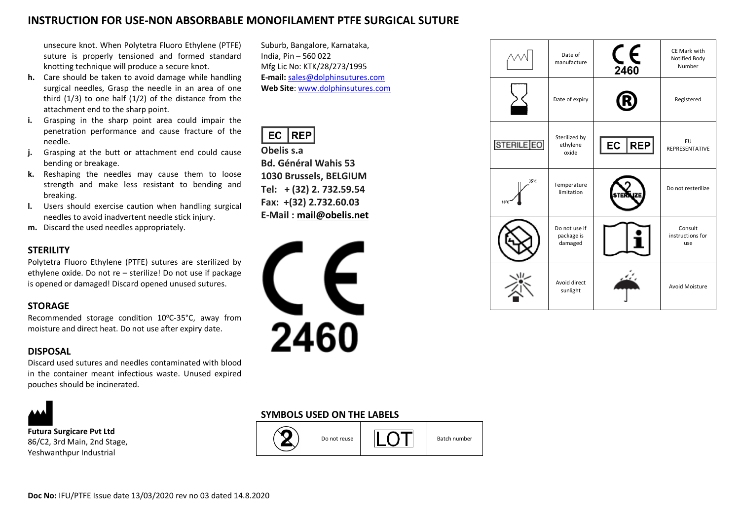# INSTRUCTION FOR USE-NON ABSORBABLE MONOFILAMENT PTFE SURGICAL SUTURE

unsecure knot. When Polytetra Fluoro Ethylene (PTFE) suture is properly tensioned and formed standard knotting technique will produce a secure knot.

**h.** Care should be taken to avoid damage while handling surgical needles, Grasp the needle in an area of one third (1/3) to one half (1/2) of the distance from the attachment end to the sharp point.

**i.** Grasping in the sharp point area could impair the penetration performance and cause fracture of the needle.

**j.** Grasping at the butt or attachment end could cause bending or breakage.

**k.** Reshaping the needles may cause them to loose strength and make less resistant to bending and breaking.

**l.** Users should exercise caution when handling surgical needles to avoid inadvertent needle stick injury.

**m.** Discard the used needles appropriately.

## STERILITY

Polytetra Fluoro Ethylene (PTFE) sutures are sterilized by ethylene oxide. Do not re – sterilize! Do not use if package is opened or damaged! Discard opened unused sutures.

## STORAGE

Recommended storage condition 10°C-35°C, away from moisture and direct heat. Do not use after expiry date.

## DISPOSAL

Discard used sutures and needles contaminated with blood in the container meant infectious waste. Unused expired pouches should be incinerated.

**Futura Surgicare Pvt Ltd**
86/C2, 3rd Main, 2nd Stage,
Yeshwanthpur Industrial
Suburb, Bangalore, Karnataka,
India, Pin – 560 022
Mfg Lic No: KTK/28/273/1995
**E-mail:** sales@dolphinsutures.com
**Web Site**: www.dolphinsutures.com

EC REP

**Obelis s.a**
**Bd. Général Wahis 53**
**1030 Brussels, BELGIUM**
**Tel: + (32) 2. 732.59.54**
**Fax: +(32) 2.732.60.03**
**E-Mail : mail@obelis.net**

CE 2460

## SYMBOLS USED ON THE LABELS

| | | | |
|---|---|---|---|
| | Do not reuse | LOT | Batch number |
| | Date of manufacture | CE 2460 | CE Mark with Notified Body Number |
| | Date of expiry | ® | Registered |
| STERILE EO | Sterilized by ethylene oxide | EC REP | EU REPRESENTATIVE |
| 35°C 10°C | Temperature limitation | | Do not resterilize |
| | Do not use if package is damaged | | Consult instructions for use |
| | Avoid direct sunlight | | Avoid Moisture |

**Doc No:** IFU/PTFE Issue date 13/03/2020 rev no 03 dated 14.8.2020